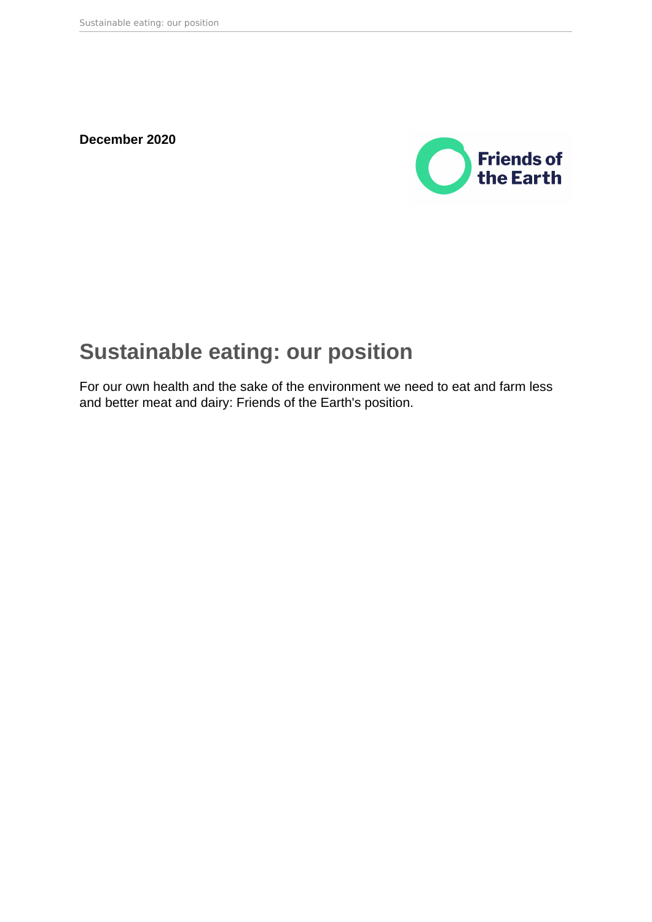**December 2020**

# Sustainable eating: our position

For our own health and the sake of the environment we need to eat and farm less and better meat and dairy: Friends of the Earth's position.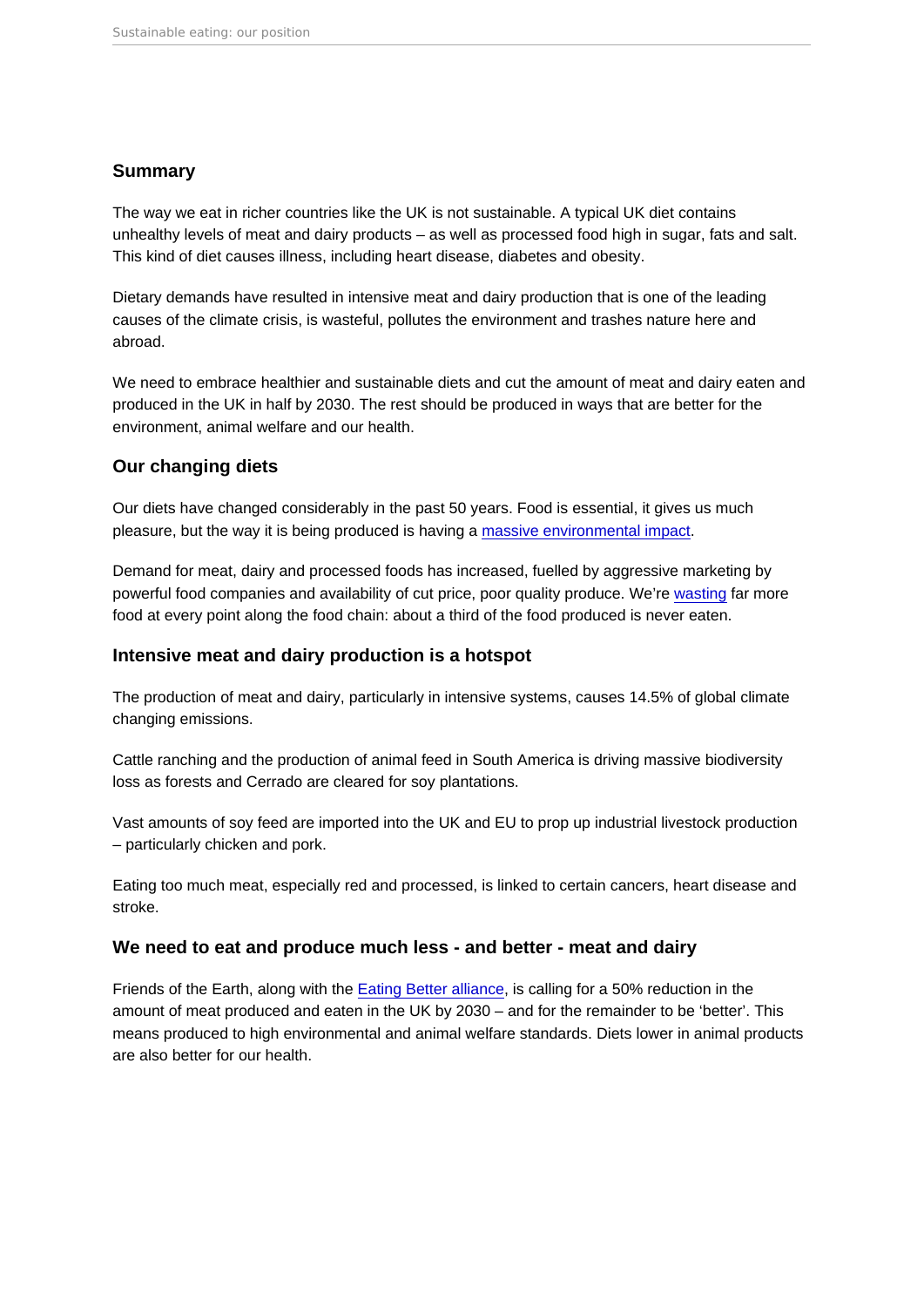## Summary

The way we eat in richer countries like the UK is not sustainable. A typical UK diet contains unhealthy levels of meat and dairy products – as well as processed food high in sugar, fats and salt. This kind of diet causes illness, including heart disease, diabetes and obesity.

Dietary demands have resulted in intensive meat and dairy production that is one of the leading causes of the climate crisis, is wasteful, pollutes the environment and trashes nature here and abroad.

We need to embrace healthier and sustainable diets and cut the amount of meat and dairy eaten and produced in the UK in half by 2030. The rest should be produced in ways that are better for the environment, animal welfare and our health.

## Our changing diets

Our diets have changed considerably in the past 50 years. Food is essential, it gives us much pleasure, but the way it is being produced is having a massive environmental impact.

Demand for meat, dairy and processed foods has increased, fuelled by aggressive marketing by powerful food companies and availability of cut price, poor quality produce. We're wasting far more food at every point along the food chain: about a third of the food produced is never eaten.

## Intensive meat and dairy production is a hotspot

The production of meat and dairy, particularly in intensive systems, causes 14.5% of global climate changing emissions.

Cattle ranching and the production of animal feed in South America is driving massive biodiversity loss as forests and Cerrado are cleared for soy plantations.

Vast amounts of soy feed are imported into the UK and EU to prop up industrial livestock production – particularly chicken and pork.

Eating too much meat, especially red and processed, is linked to certain cancers, heart disease and stroke.

## We need to eat and produce much less - and better - meat and dairy

Friends of the Earth, along with the Eating Better alliance, is calling for a 50% reduction in the amount of meat produced and eaten in the UK by 2030 – and for the remainder to be 'better'. This means produced to high environmental and animal welfare standards. Diets lower in animal products are also better for our health.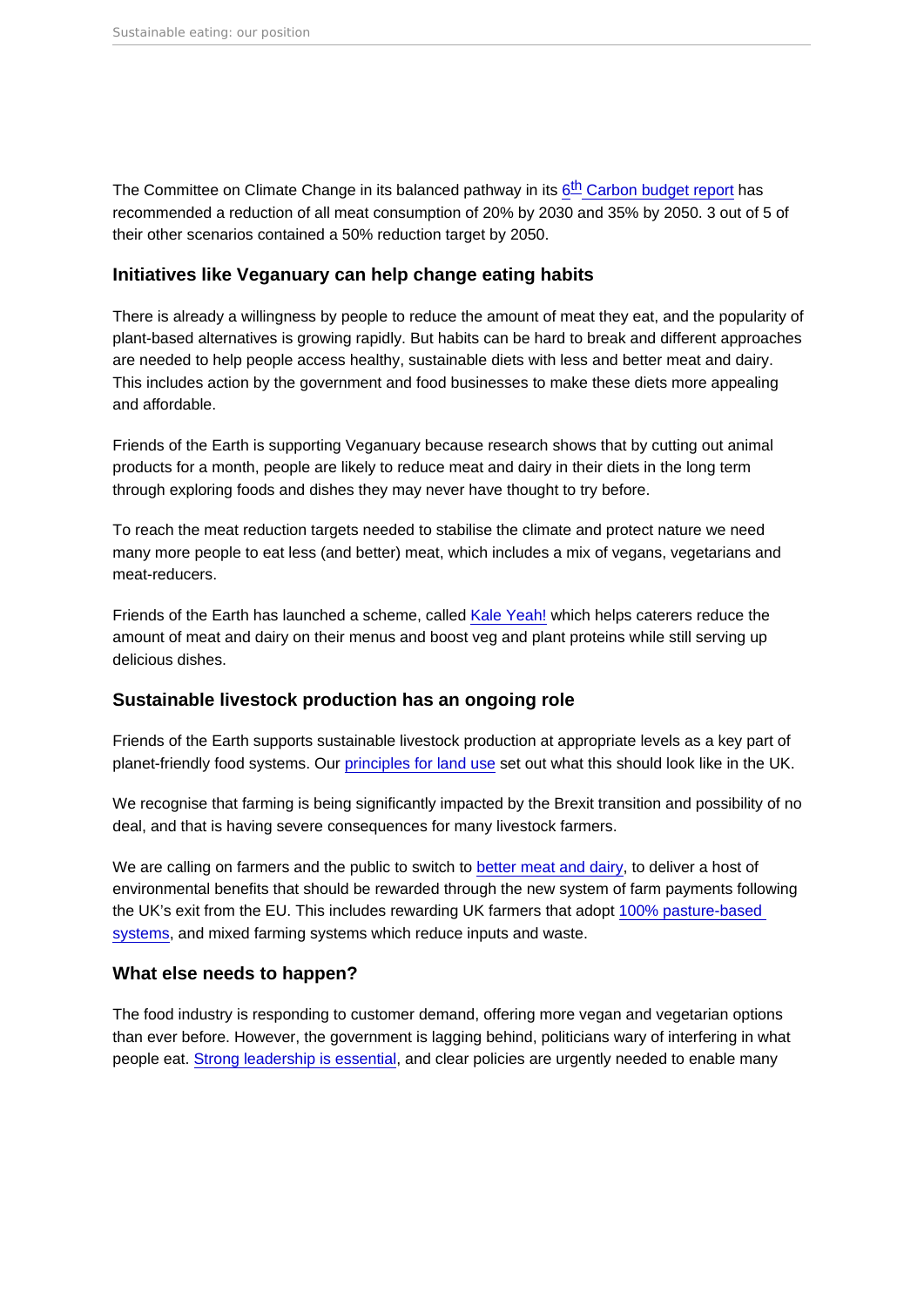The Committee on Climate Change in its balanced pathway in its 6th Carbon budget report has recommended a reduction of all meat consumption of 20% by 2030 and 35% by 2050. 3 out of 5 of their other scenarios contained a 50% reduction target by 2050.

## Initiatives like Veganuary can help change eating habits

There is already a willingness by people to reduce the amount of meat they eat, and the popularity of plant-based alternatives is growing rapidly. But habits can be hard to break and different approaches are needed to help people access healthy, sustainable diets with less and better meat and dairy. This includes action by the government and food businesses to make these diets more appealing and affordable.

Friends of the Earth is supporting Veganuary because research shows that by cutting out animal products for a month, people are likely to reduce meat and dairy in their diets in the long term through exploring foods and dishes they may never have thought to try before.

To reach the meat reduction targets needed to stabilise the climate and protect nature we need many more people to eat less (and better) meat, which includes a mix of vegans, vegetarians and meat-reducers.

Friends of the Earth has launched a scheme, called Kale Yeah! which helps caterers reduce the amount of meat and dairy on their menus and boost veg and plant proteins while still serving up delicious dishes.

## Sustainable livestock production has an ongoing role

Friends of the Earth supports sustainable livestock production at appropriate levels as a key part of planet-friendly food systems. Our principles for land use set out what this should look like in the UK.

We recognise that farming is being significantly impacted by the Brexit transition and possibility of no deal, and that is having severe consequences for many livestock farmers.

We are calling on farmers and the public to switch to better meat and dairy, to deliver a host of environmental benefits that should be rewarded through the new system of farm payments following the UK's exit from the EU. This includes rewarding UK farmers that adopt 100% pasture-based systems, and mixed farming systems which reduce inputs and waste.

## What else needs to happen?

The food industry is responding to customer demand, offering more vegan and vegetarian options than ever before. However, the government is lagging behind, politicians wary of interfering in what people eat. Strong leadership is essential, and clear policies are urgently needed to enable many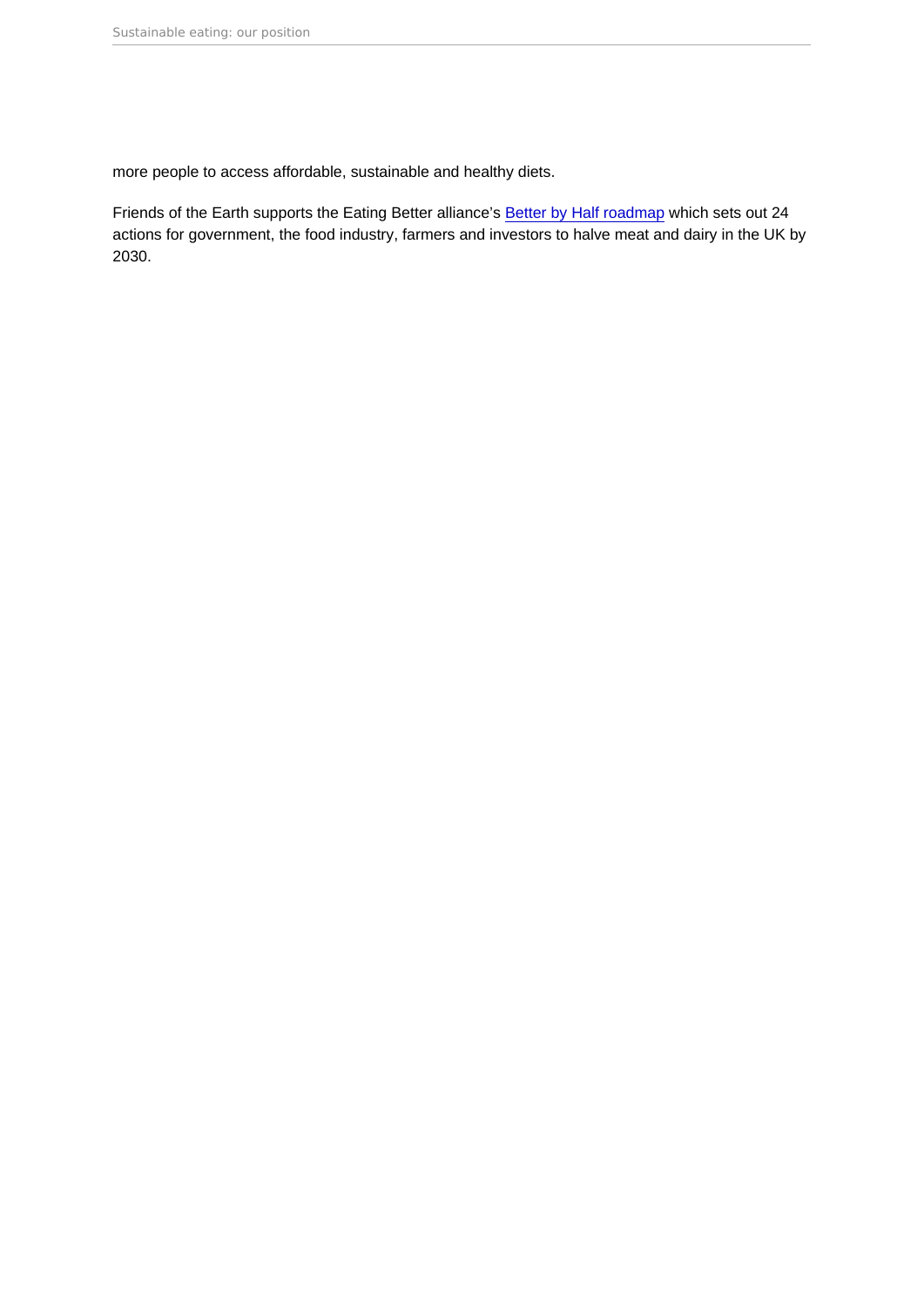more people to access affordable, sustainable and healthy diets.

Friends of the Earth supports the Eating Better alliance's Better by Half roadmap which sets out 24 actions for government, the food industry, farmers and investors to halve meat and dairy in the UK by 2030.